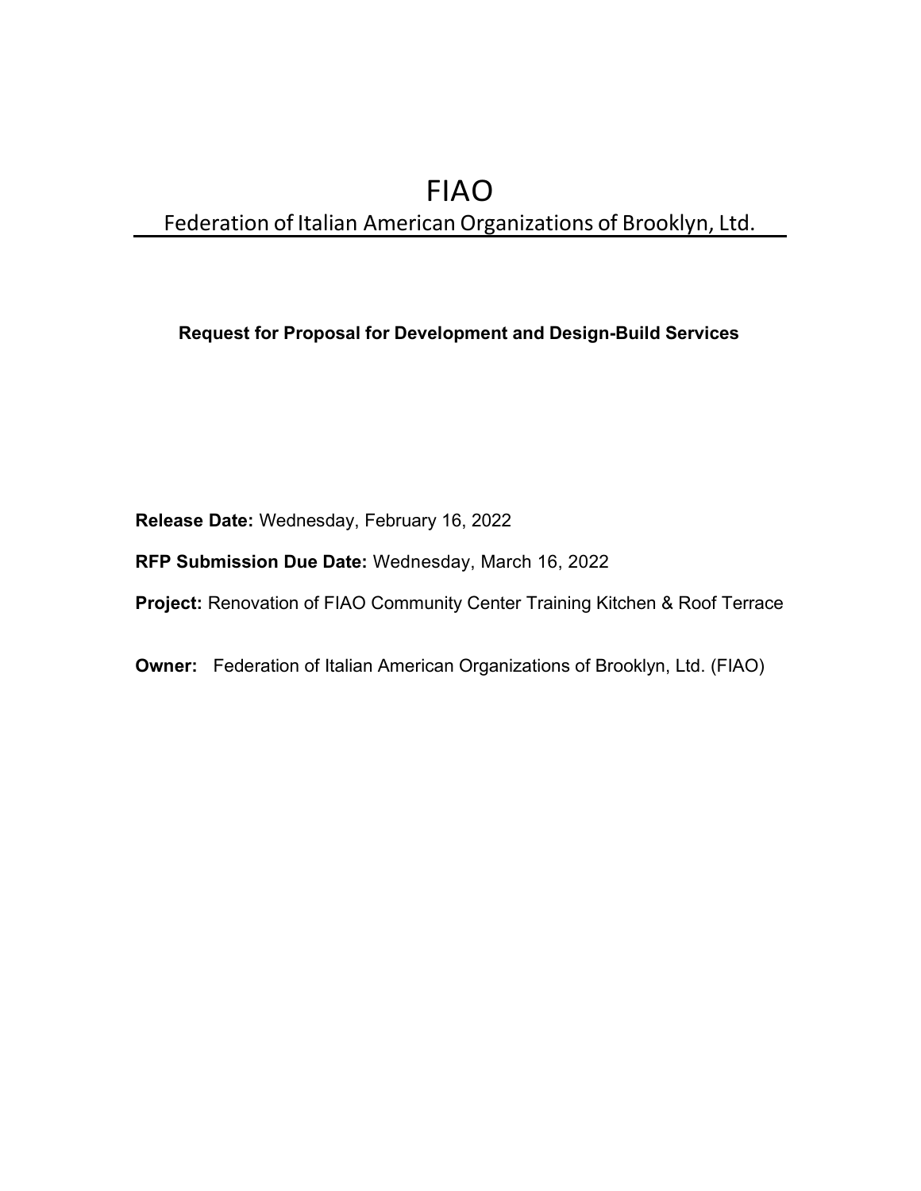# FIAO

## Federation of Italian American Organizations of Brooklyn, Ltd.

**Request for Proposal for Development and Design-Build Services**

**Release Date:** Wednesday, February 16, 2022

**RFP Submission Due Date:** Wednesday, March 16, 2022

**Project:** Renovation of FIAO Community Center Training Kitchen & Roof Terrace

**Owner:** Federation of Italian American Organizations of Brooklyn, Ltd. (FIAO)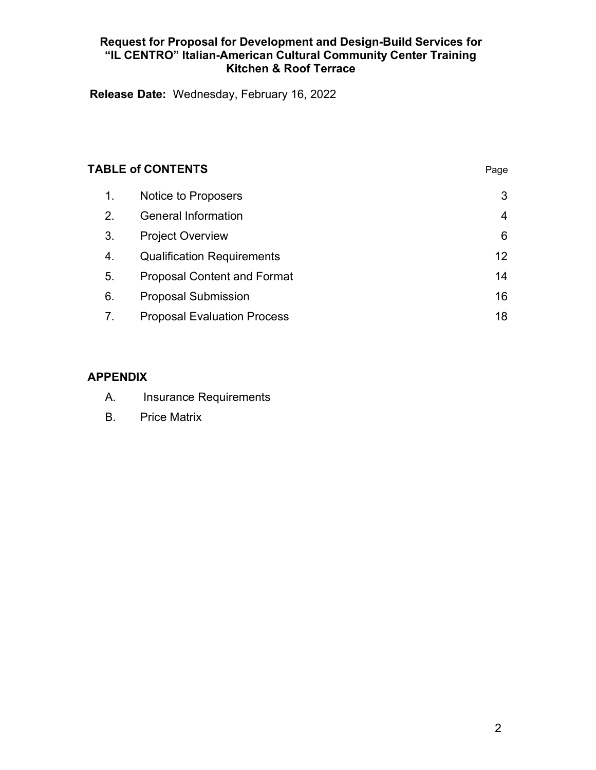**Request for Proposal for Development and Design-Build Services for "IL CENTRO" Italian-American Cultural Community Center Training Kitchen & Roof Terrace**

**Release Date:** Wednesday, February 16, 2022

## TABLE of CONTENTS

| | | Page |
|---|---|---|
| 1. | Notice to Proposers | 3 |
| 2. | General Information | 4 |
| 3. | Project Overview | 6 |
| 4. | Qualification Requirements | 12 |
| 5. | Proposal Content and Format | 14 |
| 6. | Proposal Submission | 16 |
| 7. | Proposal Evaluation Process | 18 |

## APPENDIX

A. Insurance Requirements

B. Price Matrix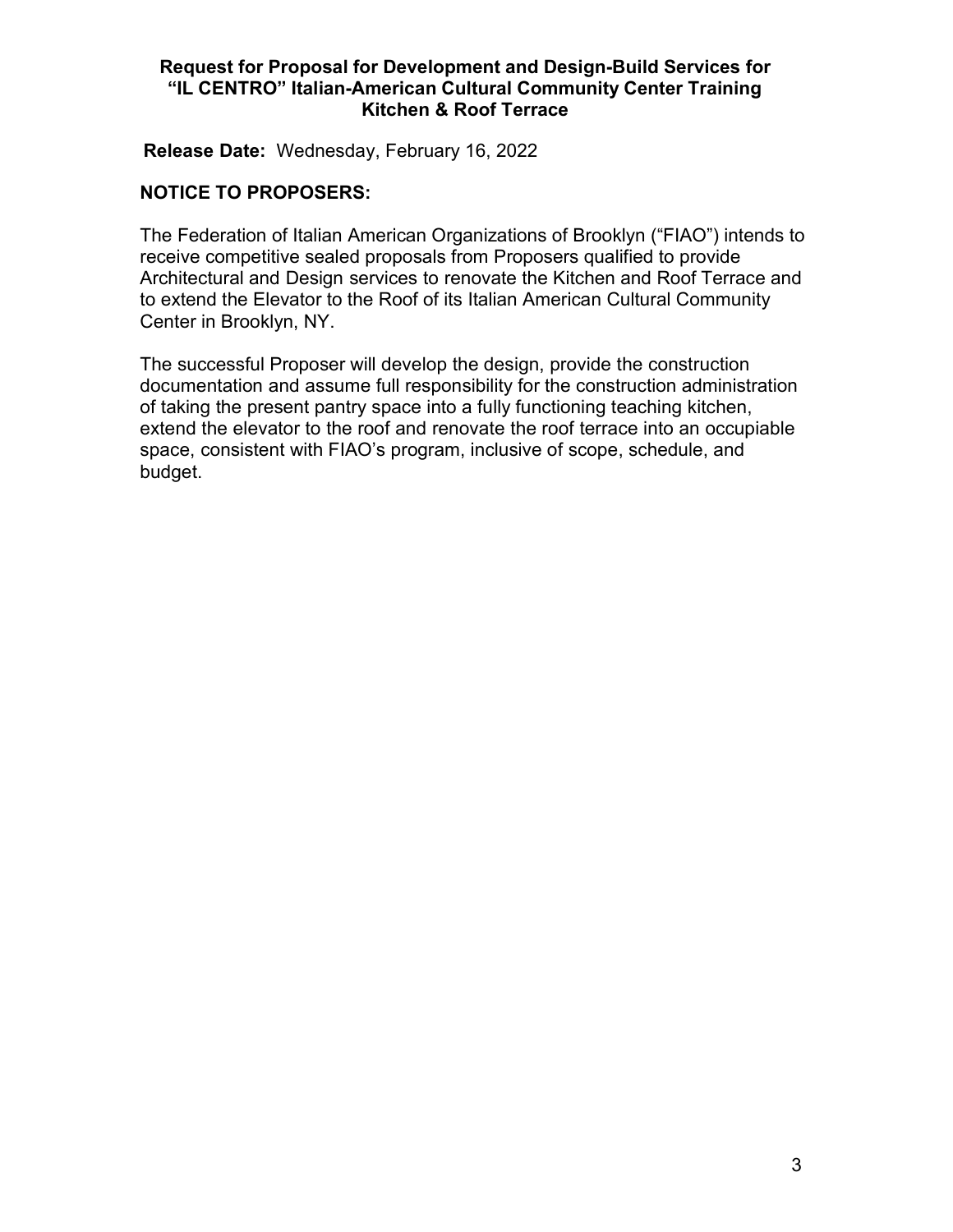# Request for Proposal for Development and Design-Build Services for "IL CENTRO" Italian-American Cultural Community Center Training Kitchen & Roof Terrace

**Release Date:** Wednesday, February 16, 2022

## NOTICE TO PROPOSERS:

The Federation of Italian American Organizations of Brooklyn ("FIAO") intends to receive competitive sealed proposals from Proposers qualified to provide Architectural and Design services to renovate the Kitchen and Roof Terrace and to extend the Elevator to the Roof of its Italian American Cultural Community Center in Brooklyn, NY.

The successful Proposer will develop the design, provide the construction documentation and assume full responsibility for the construction administration of taking the present pantry space into a fully functioning teaching kitchen, extend the elevator to the roof and renovate the roof terrace into an occupiable space, consistent with FIAO's program, inclusive of scope, schedule, and budget.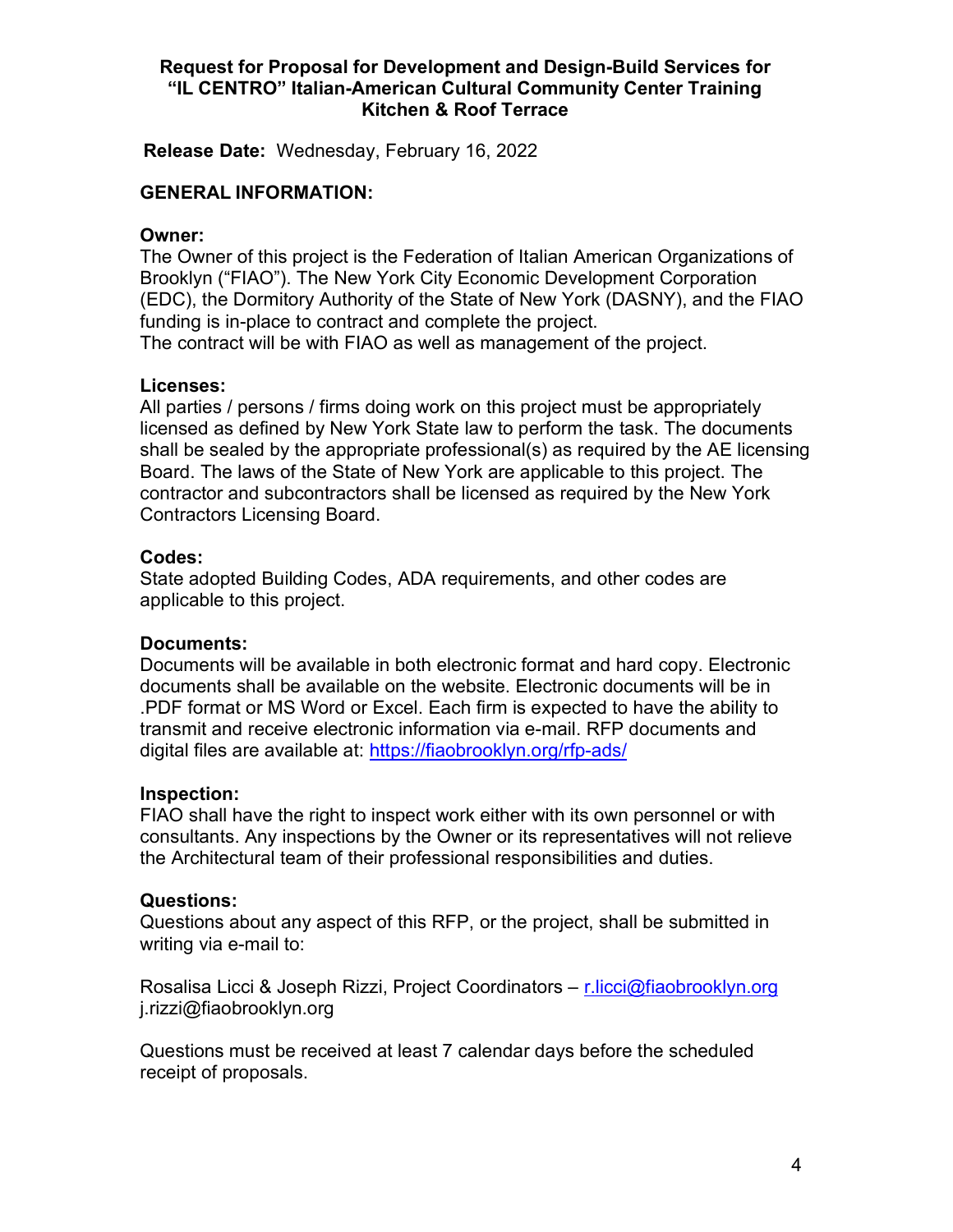**Request for Proposal for Development and Design-Build Services for “IL CENTRO” Italian-American Cultural Community Center Training Kitchen & Roof Terrace**

**Release Date:** Wednesday, February 16, 2022

## GENERAL INFORMATION:

### Owner:

The Owner of this project is the Federation of Italian American Organizations of Brooklyn (“FIAO”). The New York City Economic Development Corporation (EDC), the Dormitory Authority of the State of New York (DASNY), and the FIAO funding is in-place to contract and complete the project.
The contract will be with FIAO as well as management of the project.

### Licenses:

All parties / persons / firms doing work on this project must be appropriately licensed as defined by New York State law to perform the task. The documents shall be sealed by the appropriate professional(s) as required by the AE licensing Board. The laws of the State of New York are applicable to this project. The contractor and subcontractors shall be licensed as required by the New York Contractors Licensing Board.

### Codes:

State adopted Building Codes, ADA requirements, and other codes are applicable to this project.

### Documents:

Documents will be available in both electronic format and hard copy. Electronic documents shall be available on the website. Electronic documents will be in .PDF format or MS Word or Excel. Each firm is expected to have the ability to transmit and receive electronic information via e-mail. RFP documents and digital files are available at: https://fiaobrooklyn.org/rfp-ads/

### Inspection:

FIAO shall have the right to inspect work either with its own personnel or with consultants. Any inspections by the Owner or its representatives will not relieve the Architectural team of their professional responsibilities and duties.

### Questions:

Questions about any aspect of this RFP, or the project, shall be submitted in writing via e-mail to:

Rosalisa Licci & Joseph Rizzi, Project Coordinators – r.licci@fiaobrooklyn.org
j.rizzi@fiaobrooklyn.org

Questions must be received at least 7 calendar days before the scheduled receipt of proposals.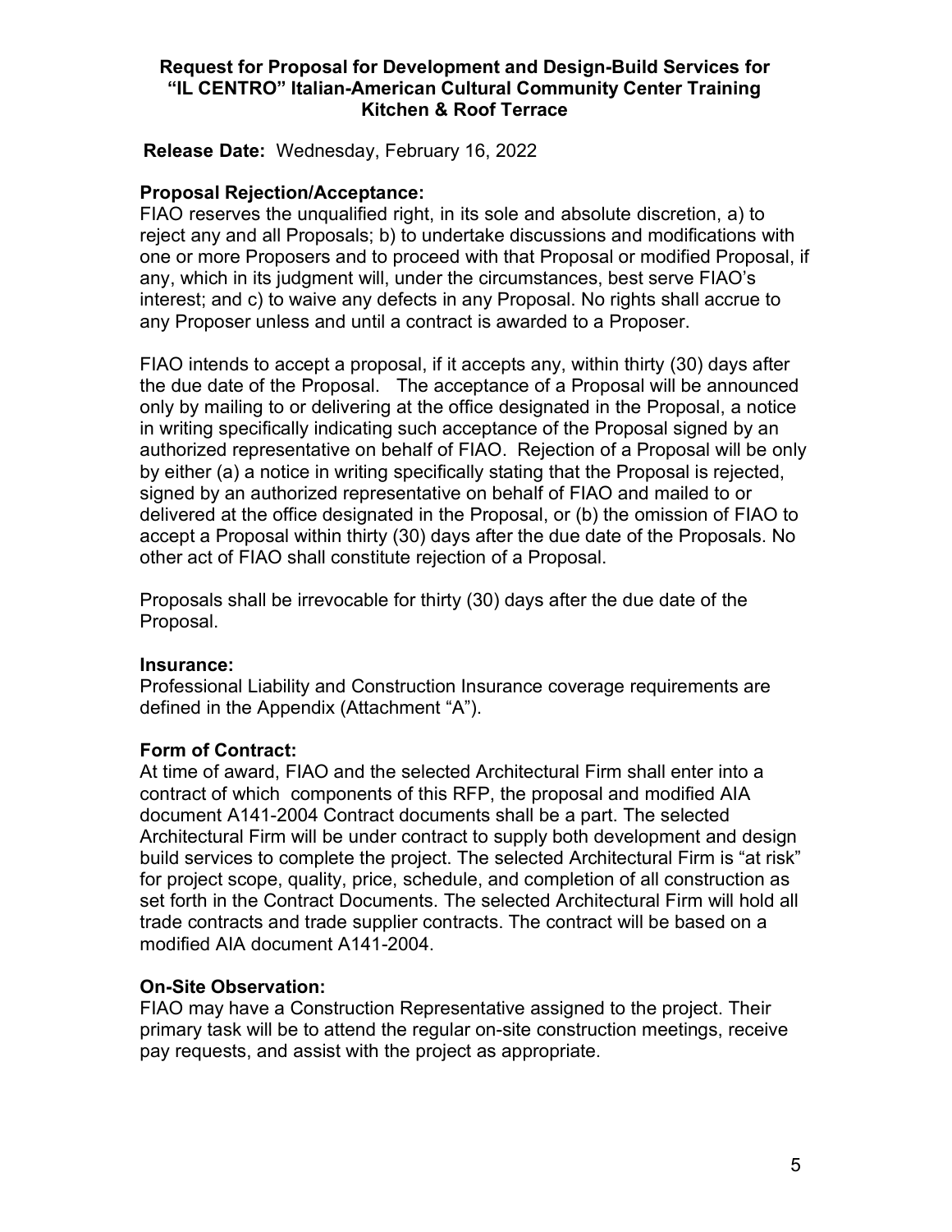**Release Date:** Wednesday, February 16, 2022

### Proposal Rejection/Acceptance:

FIAO reserves the unqualified right, in its sole and absolute discretion, a) to reject any and all Proposals; b) to undertake discussions and modifications with one or more Proposers and to proceed with that Proposal or modified Proposal, if any, which in its judgment will, under the circumstances, best serve FIAO's interest; and c) to waive any defects in any Proposal. No rights shall accrue to any Proposer unless and until a contract is awarded to a Proposer.

FIAO intends to accept a proposal, if it accepts any, within thirty (30) days after the due date of the Proposal. The acceptance of a Proposal will be announced only by mailing to or delivering at the office designated in the Proposal, a notice in writing specifically indicating such acceptance of the Proposal signed by an authorized representative on behalf of FIAO. Rejection of a Proposal will be only by either (a) a notice in writing specifically stating that the Proposal is rejected, signed by an authorized representative on behalf of FIAO and mailed to or delivered at the office designated in the Proposal, or (b) the omission of FIAO to accept a Proposal within thirty (30) days after the due date of the Proposals. No other act of FIAO shall constitute rejection of a Proposal.

Proposals shall be irrevocable for thirty (30) days after the due date of the Proposal.

### Insurance:

Professional Liability and Construction Insurance coverage requirements are defined in the Appendix (Attachment "A").

### Form of Contract:

At time of award, FIAO and the selected Architectural Firm shall enter into a contract of which components of this RFP, the proposal and modified AIA document A141-2004 Contract documents shall be a part. The selected Architectural Firm will be under contract to supply both development and design build services to complete the project. The selected Architectural Firm is "at risk" for project scope, quality, price, schedule, and completion of all construction as set forth in the Contract Documents. The selected Architectural Firm will hold all trade contracts and trade supplier contracts. The contract will be based on a modified AIA document A141-2004.

### On-Site Observation:

FIAO may have a Construction Representative assigned to the project. Their primary task will be to attend the regular on-site construction meetings, receive pay requests, and assist with the project as appropriate.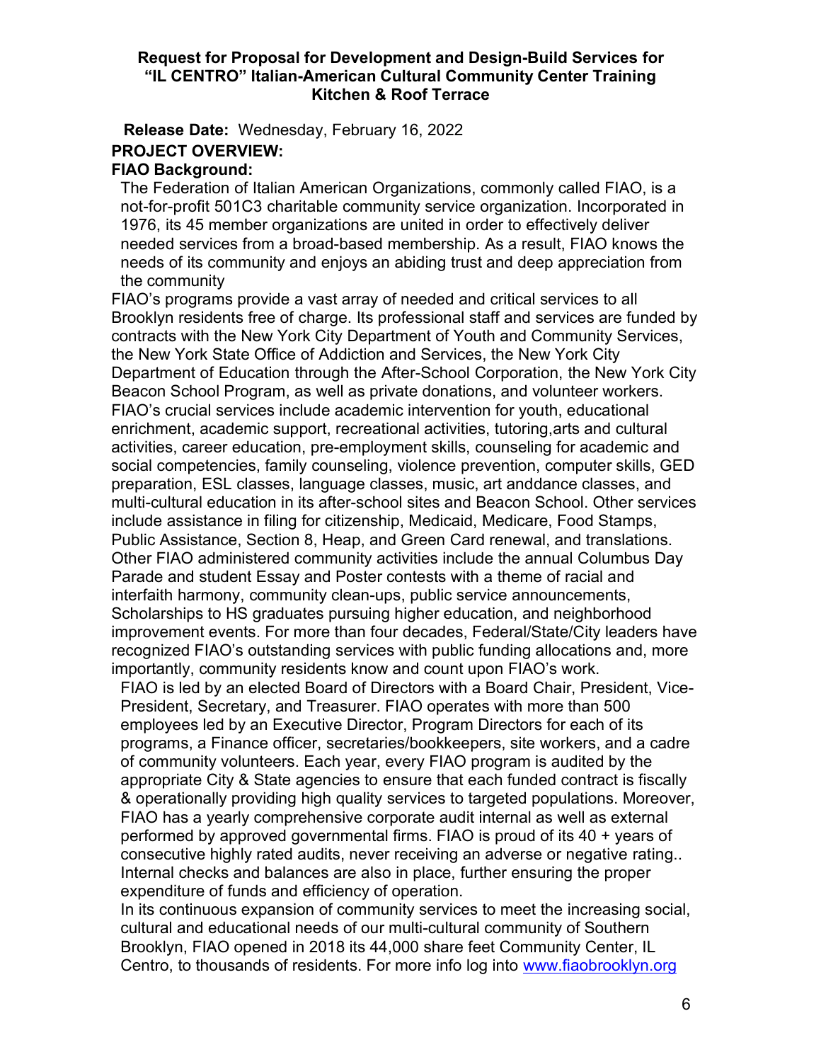**Request for Proposal for Development and Design-Build Services for "IL CENTRO" Italian-American Cultural Community Center Training Kitchen & Roof Terrace**

**Release Date:** Wednesday, February 16, 2022

**PROJECT OVERVIEW:**

**FIAO Background:**

The Federation of Italian American Organizations, commonly called FIAO, is a not-for-profit 501C3 charitable community service organization. Incorporated in 1976, its 45 member organizations are united in order to effectively deliver needed services from a broad-based membership. As a result, FIAO knows the needs of its community and enjoys an abiding trust and deep appreciation from the community

FIAO's programs provide a vast array of needed and critical services to all Brooklyn residents free of charge. Its professional staff and services are funded by contracts with the New York City Department of Youth and Community Services, the New York State Office of Addiction and Services, the New York City Department of Education through the After-School Corporation, the New York City Beacon School Program, as well as private donations, and volunteer workers. FIAO's crucial services include academic intervention for youth, educational enrichment, academic support, recreational activities, tutoring,arts and cultural activities, career education, pre-employment skills, counseling for academic and social competencies, family counseling, violence prevention, computer skills, GED preparation, ESL classes, language classes, music, art anddance classes, and multi-cultural education in its after-school sites and Beacon School. Other services include assistance in filing for citizenship, Medicaid, Medicare, Food Stamps, Public Assistance, Section 8, Heap, and Green Card renewal, and translations. Other FIAO administered community activities include the annual Columbus Day Parade and student Essay and Poster contests with a theme of racial and interfaith harmony, community clean-ups, public service announcements, Scholarships to HS graduates pursuing higher education, and neighborhood improvement events. For more than four decades, Federal/State/City leaders have recognized FIAO's outstanding services with public funding allocations and, more importantly, community residents know and count upon FIAO's work.

FIAO is led by an elected Board of Directors with a Board Chair, President, Vice-President, Secretary, and Treasurer. FIAO operates with more than 500 employees led by an Executive Director, Program Directors for each of its programs, a Finance officer, secretaries/bookkeepers, site workers, and a cadre of community volunteers. Each year, every FIAO program is audited by the appropriate City & State agencies to ensure that each funded contract is fiscally & operationally providing high quality services to targeted populations. Moreover, FIAO has a yearly comprehensive corporate audit internal as well as external performed by approved governmental firms. FIAO is proud of its 40 + years of consecutive highly rated audits, never receiving an adverse or negative rating.. Internal checks and balances are also in place, further ensuring the proper expenditure of funds and efficiency of operation.

In its continuous expansion of community services to meet the increasing social, cultural and educational needs of our multi-cultural community of Southern Brooklyn, FIAO opened in 2018 its 44,000 share feet Community Center, IL Centro, to thousands of residents. For more info log into [www.fiaobrooklyn.org](http://www.fiaobrooklyn.org)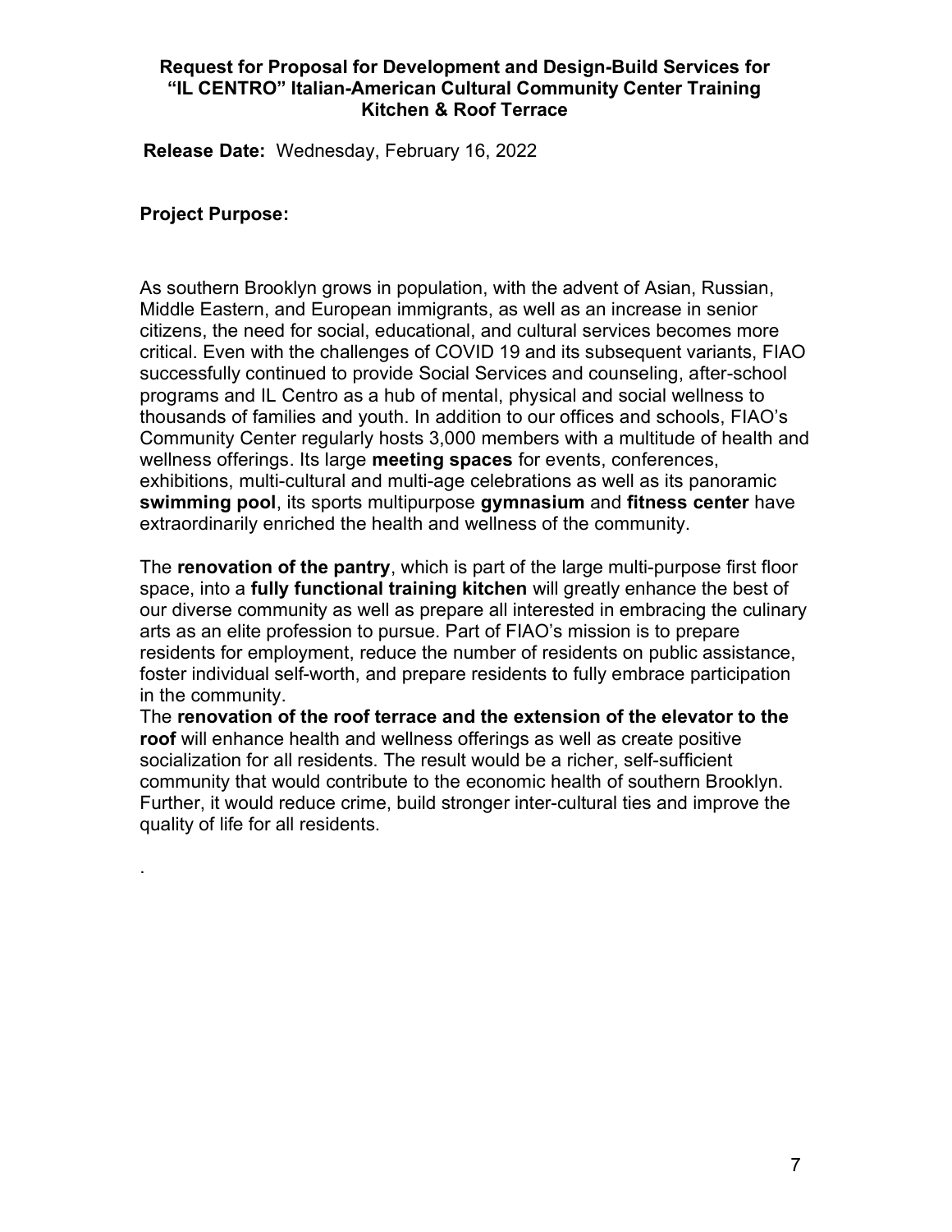# Request for Proposal for Development and Design-Build Services for "IL CENTRO" Italian-American Cultural Community Center Training Kitchen & Roof Terrace

**Release Date:** Wednesday, February 16, 2022

## Project Purpose:

As southern Brooklyn grows in population, with the advent of Asian, Russian, Middle Eastern, and European immigrants, as well as an increase in senior citizens, the need for social, educational, and cultural services becomes more critical. Even with the challenges of COVID 19 and its subsequent variants, FIAO successfully continued to provide Social Services and counseling, after-school programs and IL Centro as a hub of mental, physical and social wellness to thousands of families and youth. In addition to our offices and schools, FIAO's Community Center regularly hosts 3,000 members with a multitude of health and wellness offerings. Its large **meeting spaces** for events, conferences, exhibitions, multi-cultural and multi-age celebrations as well as its panoramic **swimming pool**, its sports multipurpose **gymnasium** and **fitness center** have extraordinarily enriched the health and wellness of the community.

The **renovation of the pantry**, which is part of the large multi-purpose first floor space, into a **fully functional training kitchen** will greatly enhance the best of our diverse community as well as prepare all interested in embracing the culinary arts as an elite profession to pursue. Part of FIAO's mission is to prepare residents for employment, reduce the number of residents on public assistance, foster individual self-worth, and prepare residents to fully embrace participation in the community.

The **renovation of the roof terrace and the extension of the elevator to the roof** will enhance health and wellness offerings as well as create positive socialization for all residents. The result would be a richer, self-sufficient community that would contribute to the economic health of southern Brooklyn. Further, it would reduce crime, build stronger inter-cultural ties and improve the quality of life for all residents.

.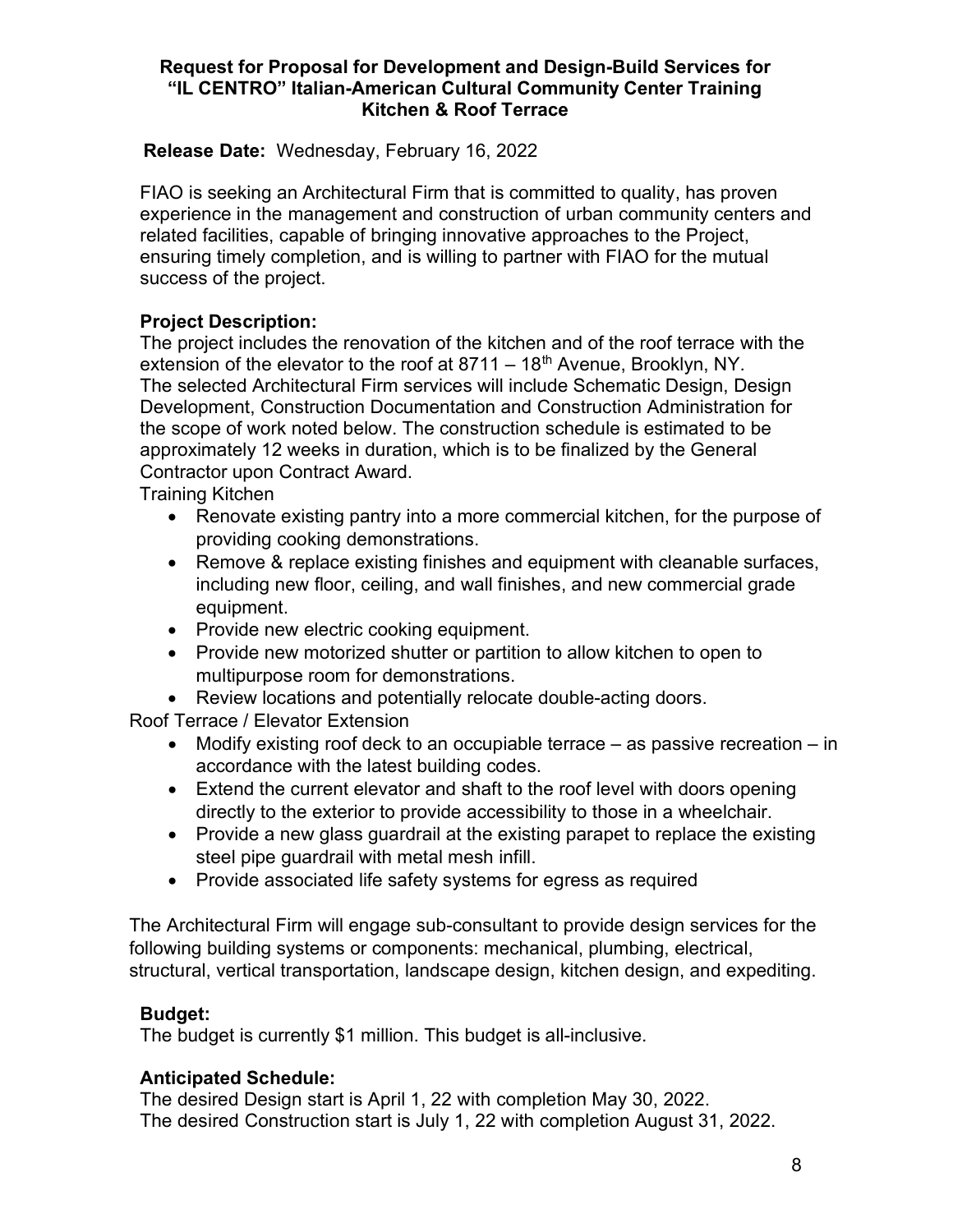**Request for Proposal for Development and Design-Build Services for "IL CENTRO" Italian-American Cultural Community Center Training Kitchen & Roof Terrace**

**Release Date:** Wednesday, February 16, 2022

FIAO is seeking an Architectural Firm that is committed to quality, has proven experience in the management and construction of urban community centers and related facilities, capable of bringing innovative approaches to the Project, ensuring timely completion, and is willing to partner with FIAO for the mutual success of the project.

**Project Description:**

The project includes the renovation of the kitchen and of the roof terrace with the extension of the elevator to the roof at 8711 – 18th Avenue, Brooklyn, NY.
The selected Architectural Firm services will include Schematic Design, Design Development, Construction Documentation and Construction Administration for the scope of work noted below. The construction schedule is estimated to be approximately 12 weeks in duration, which is to be finalized by the General Contractor upon Contract Award.

Training Kitchen

- Renovate existing pantry into a more commercial kitchen, for the purpose of providing cooking demonstrations.
- Remove & replace existing finishes and equipment with cleanable surfaces, including new floor, ceiling, and wall finishes, and new commercial grade equipment.
- Provide new electric cooking equipment.
- Provide new motorized shutter or partition to allow kitchen to open to multipurpose room for demonstrations.
- Review locations and potentially relocate double-acting doors.

Roof Terrace / Elevator Extension

- Modify existing roof deck to an occupiable terrace – as passive recreation – in accordance with the latest building codes.
- Extend the current elevator and shaft to the roof level with doors opening directly to the exterior to provide accessibility to those in a wheelchair.
- Provide a new glass guardrail at the existing parapet to replace the existing steel pipe guardrail with metal mesh infill.
- Provide associated life safety systems for egress as required

The Architectural Firm will engage sub-consultant to provide design services for the following building systems or components: mechanical, plumbing, electrical, structural, vertical transportation, landscape design, kitchen design, and expediting.

**Budget:**

The budget is currently $1 million. This budget is all-inclusive.

**Anticipated Schedule:**

The desired Design start is April 1, 22 with completion May 30, 2022.
The desired Construction start is July 1, 22 with completion August 31, 2022.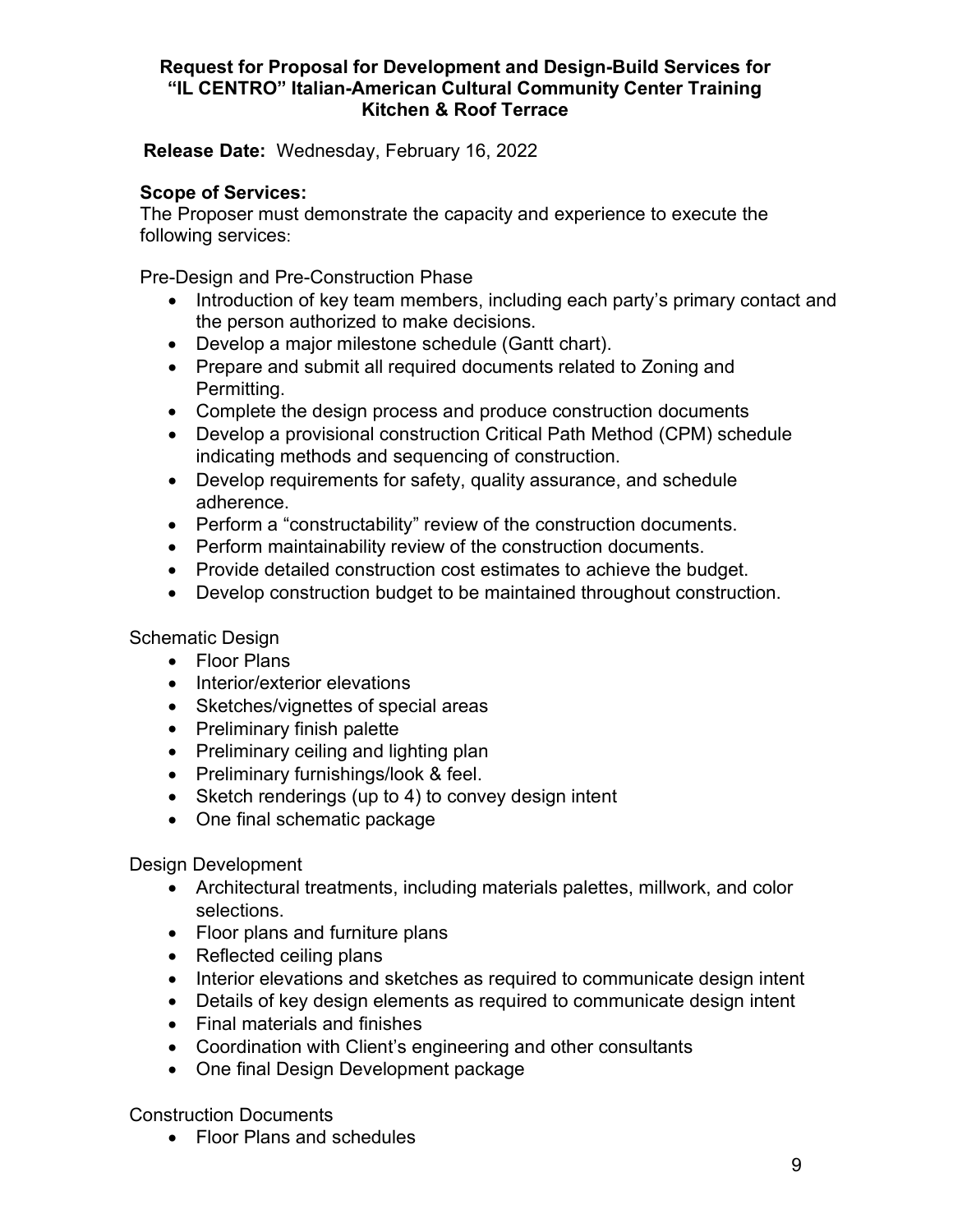**Request for Proposal for Development and Design-Build Services for "IL CENTRO" Italian-American Cultural Community Center Training Kitchen & Roof Terrace**

**Release Date:** Wednesday, February 16, 2022

**Scope of Services:**

The Proposer must demonstrate the capacity and experience to execute the following services:

Pre-Design and Pre-Construction Phase

- Introduction of key team members, including each party's primary contact and the person authorized to make decisions.
- Develop a major milestone schedule (Gantt chart).
- Prepare and submit all required documents related to Zoning and Permitting.
- Complete the design process and produce construction documents
- Develop a provisional construction Critical Path Method (CPM) schedule indicating methods and sequencing of construction.
- Develop requirements for safety, quality assurance, and schedule adherence.
- Perform a "constructability" review of the construction documents.
- Perform maintainability review of the construction documents.
- Provide detailed construction cost estimates to achieve the budget.
- Develop construction budget to be maintained throughout construction.

Schematic Design

- Floor Plans
- Interior/exterior elevations
- Sketches/vignettes of special areas
- Preliminary finish palette
- Preliminary ceiling and lighting plan
- Preliminary furnishings/look & feel.
- Sketch renderings (up to 4) to convey design intent
- One final schematic package

Design Development

- Architectural treatments, including materials palettes, millwork, and color selections.
- Floor plans and furniture plans
- Reflected ceiling plans
- Interior elevations and sketches as required to communicate design intent
- Details of key design elements as required to communicate design intent
- Final materials and finishes
- Coordination with Client's engineering and other consultants
- One final Design Development package

Construction Documents

- Floor Plans and schedules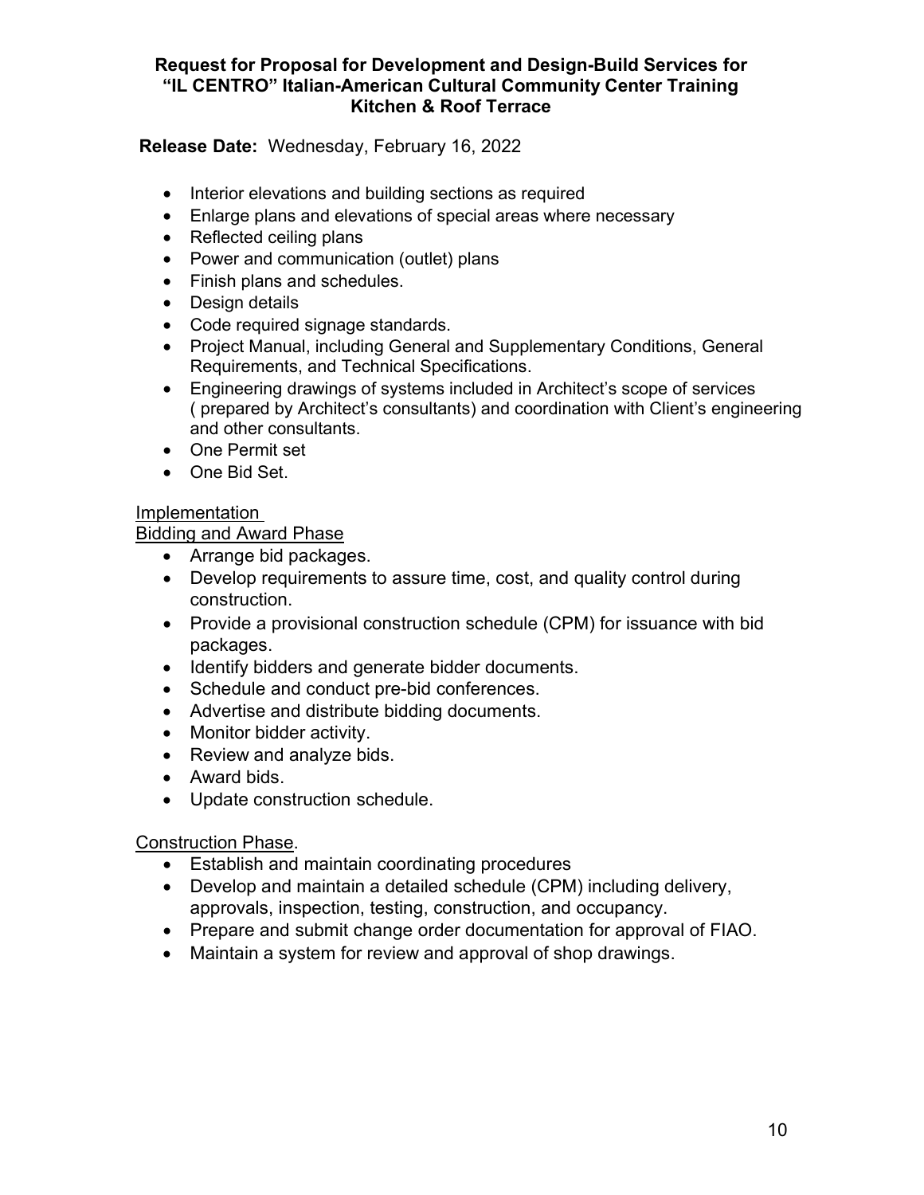- Interior elevations and building sections as required
- Enlarge plans and elevations of special areas where necessary
- Reflected ceiling plans
- Power and communication (outlet) plans
- Finish plans and schedules.
- Design details
- Code required signage standards.
- Project Manual, including General and Supplementary Conditions, General Requirements, and Technical Specifications.
- Engineering drawings of systems included in Architect's scope of services ( prepared by Architect's consultants) and coordination with Client's engineering and other consultants.
- One Permit set
- One Bid Set.

Implementation

Bidding and Award Phase

- Arrange bid packages.
- Develop requirements to assure time, cost, and quality control during construction.
- Provide a provisional construction schedule (CPM) for issuance with bid packages.
- Identify bidders and generate bidder documents.
- Schedule and conduct pre-bid conferences.
- Advertise and distribute bidding documents.
- Monitor bidder activity.
- Review and analyze bids.
- Award bids.
- Update construction schedule.

Construction Phase.

- Establish and maintain coordinating procedures
- Develop and maintain a detailed schedule (CPM) including delivery, approvals, inspection, testing, construction, and occupancy.
- Prepare and submit change order documentation for approval of FIAO.
- Maintain a system for review and approval of shop drawings.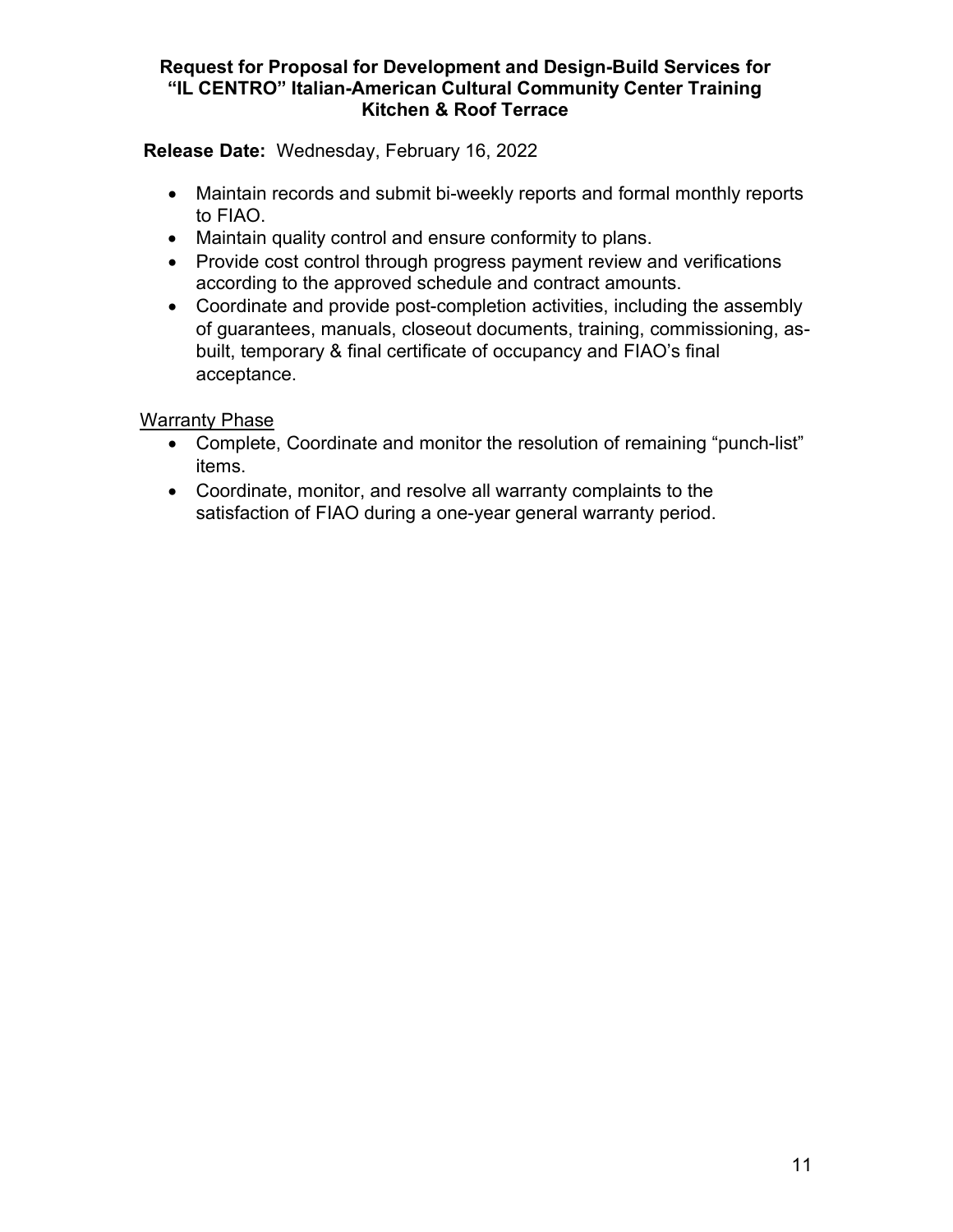- Maintain records and submit bi-weekly reports and formal monthly reports to FIAO.
- Maintain quality control and ensure conformity to plans.
- Provide cost control through progress payment review and verifications according to the approved schedule and contract amounts.
- Coordinate and provide post-completion activities, including the assembly of guarantees, manuals, closeout documents, training, commissioning, as-built, temporary & final certificate of occupancy and FIAO's final acceptance.

<u>Warranty Phase</u>

- Complete, Coordinate and monitor the resolution of remaining "punch-list" items.
- Coordinate, monitor, and resolve all warranty complaints to the satisfaction of FIAO during a one-year general warranty period.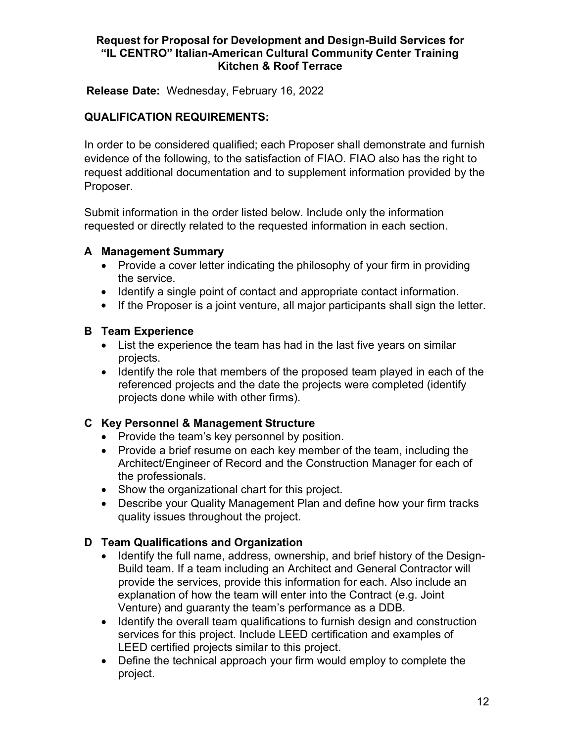**Release Date:** Wednesday, February 16, 2022

## QUALIFICATION REQUIREMENTS:

In order to be considered qualified; each Proposer shall demonstrate and furnish evidence of the following, to the satisfaction of FIAO. FIAO also has the right to request additional documentation and to supplement information provided by the Proposer.

Submit information in the order listed below. Include only the information requested or directly related to the requested information in each section.

### A Management Summary

- Provide a cover letter indicating the philosophy of your firm in providing the service.
- Identify a single point of contact and appropriate contact information.
- If the Proposer is a joint venture, all major participants shall sign the letter.

### B Team Experience

- List the experience the team has had in the last five years on similar projects.
- Identify the role that members of the proposed team played in each of the referenced projects and the date the projects were completed (identify projects done while with other firms).

### C Key Personnel & Management Structure

- Provide the team's key personnel by position.
- Provide a brief resume on each key member of the team, including the Architect/Engineer of Record and the Construction Manager for each of the professionals.
- Show the organizational chart for this project.
- Describe your Quality Management Plan and define how your firm tracks quality issues throughout the project.

### D Team Qualifications and Organization

- Identify the full name, address, ownership, and brief history of the Design-Build team. If a team including an Architect and General Contractor will provide the services, provide this information for each. Also include an explanation of how the team will enter into the Contract (e.g. Joint Venture) and guaranty the team's performance as a DDB.
- Identify the overall team qualifications to furnish design and construction services for this project. Include LEED certification and examples of LEED certified projects similar to this project.
- Define the technical approach your firm would employ to complete the project.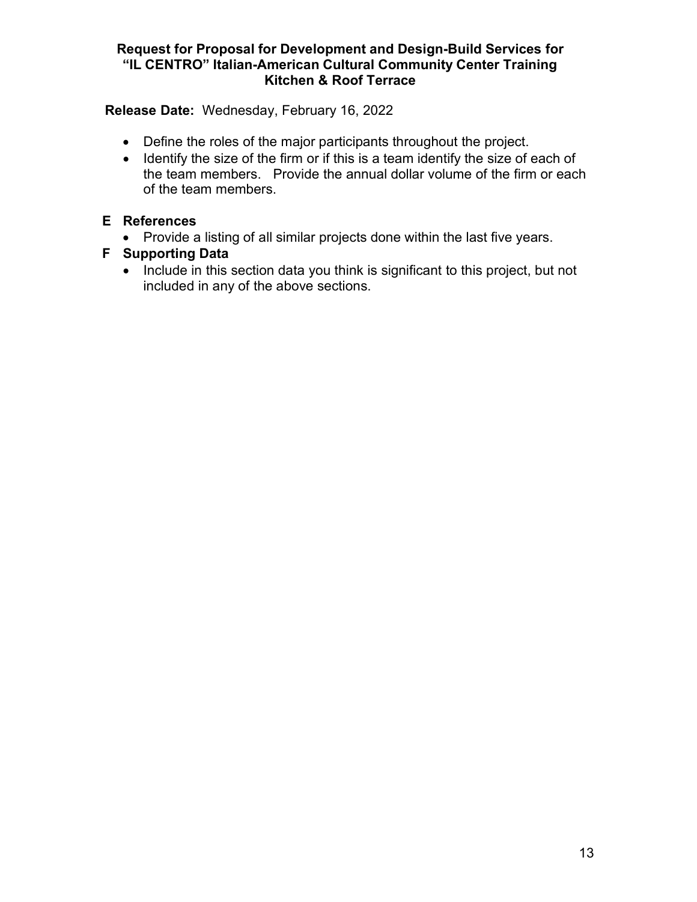- Define the roles of the major participants throughout the project.
- Identify the size of the firm or if this is a team identify the size of each of the team members. Provide the annual dollar volume of the firm or each of the team members.

## E References

- Provide a listing of all similar projects done within the last five years.

## F Supporting Data

- Include in this section data you think is significant to this project, but not included in any of the above sections.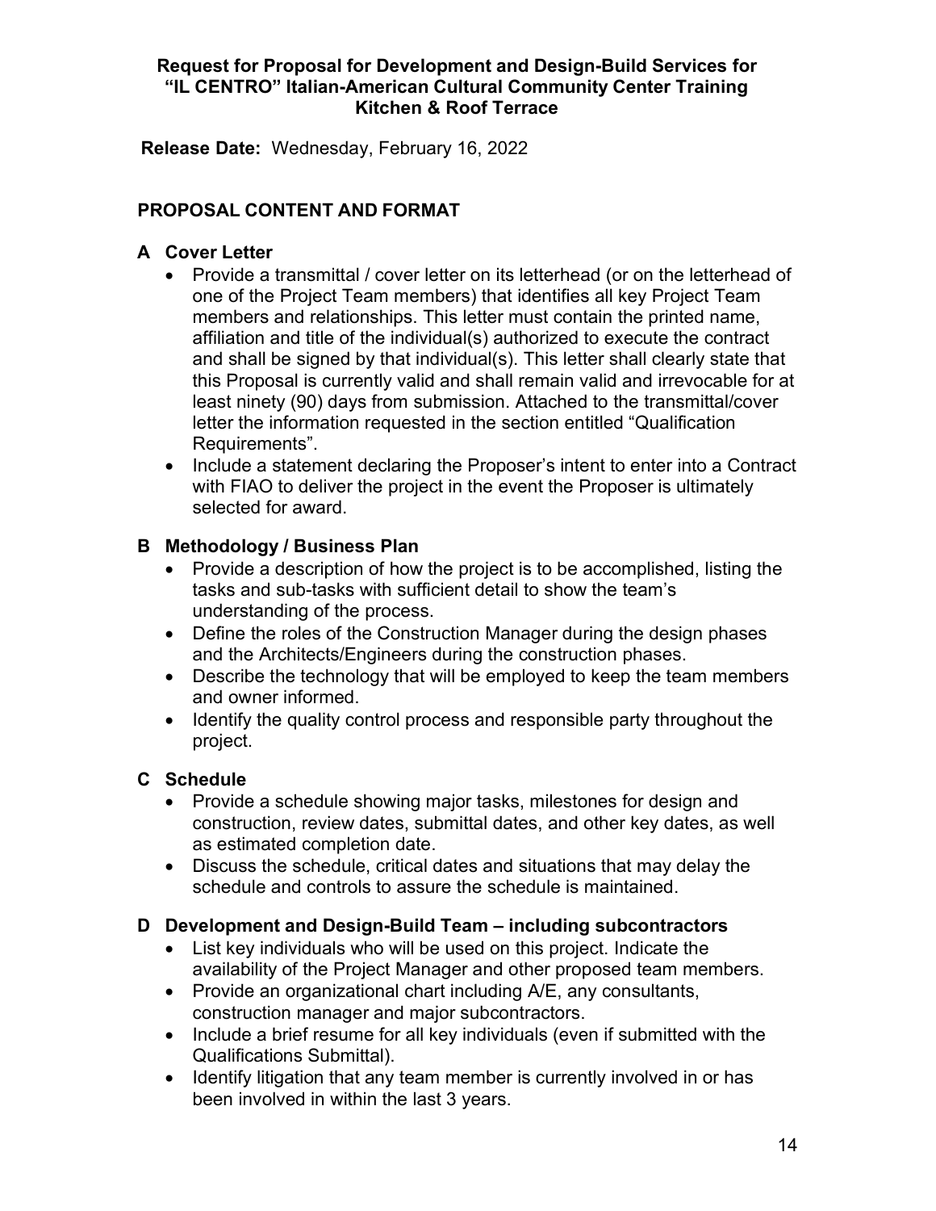# Request for Proposal for Development and Design-Build Services for "IL CENTRO" Italian-American Cultural Community Center Training Kitchen & Roof Terrace

**Release Date:** Wednesday, February 16, 2022

## PROPOSAL CONTENT AND FORMAT

### A Cover Letter

- Provide a transmittal / cover letter on its letterhead (or on the letterhead of one of the Project Team members) that identifies all key Project Team members and relationships. This letter must contain the printed name, affiliation and title of the individual(s) authorized to execute the contract and shall be signed by that individual(s). This letter shall clearly state that this Proposal is currently valid and shall remain valid and irrevocable for at least ninety (90) days from submission. Attached to the transmittal/cover letter the information requested in the section entitled "Qualification Requirements".
- Include a statement declaring the Proposer's intent to enter into a Contract with FIAO to deliver the project in the event the Proposer is ultimately selected for award.

### B Methodology / Business Plan

- Provide a description of how the project is to be accomplished, listing the tasks and sub-tasks with sufficient detail to show the team's understanding of the process.
- Define the roles of the Construction Manager during the design phases and the Architects/Engineers during the construction phases.
- Describe the technology that will be employed to keep the team members and owner informed.
- Identify the quality control process and responsible party throughout the project.

### C Schedule

- Provide a schedule showing major tasks, milestones for design and construction, review dates, submittal dates, and other key dates, as well as estimated completion date.
- Discuss the schedule, critical dates and situations that may delay the schedule and controls to assure the schedule is maintained.

### D Development and Design-Build Team – including subcontractors

- List key individuals who will be used on this project. Indicate the availability of the Project Manager and other proposed team members.
- Provide an organizational chart including A/E, any consultants, construction manager and major subcontractors.
- Include a brief resume for all key individuals (even if submitted with the Qualifications Submittal).
- Identify litigation that any team member is currently involved in or has been involved in within the last 3 years.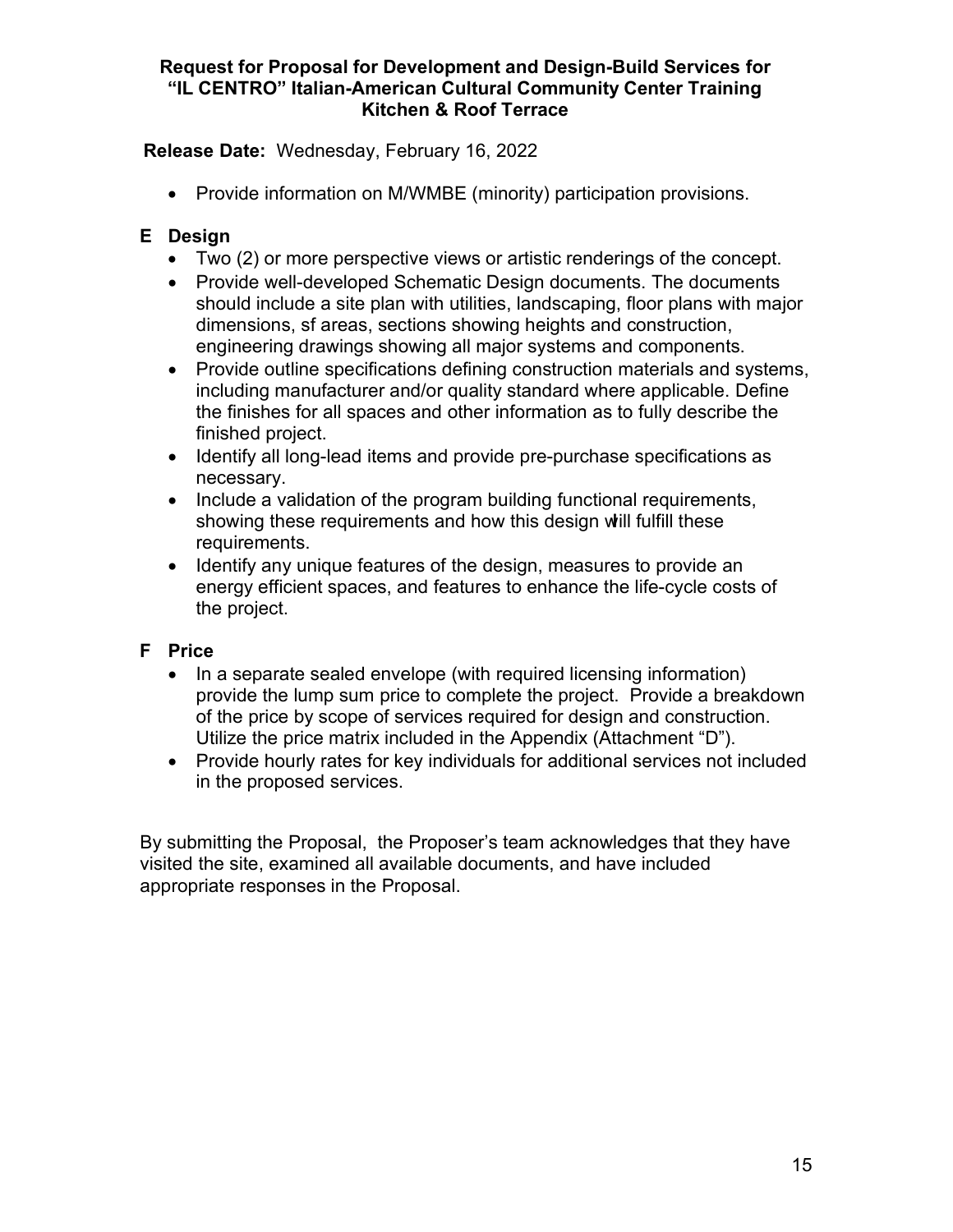- Provide information on M/WMBE (minority) participation provisions.

## E Design

- Two (2) or more perspective views or artistic renderings of the concept.
- Provide well-developed Schematic Design documents. The documents should include a site plan with utilities, landscaping, floor plans with major dimensions, sf areas, sections showing heights and construction, engineering drawings showing all major systems and components.
- Provide outline specifications defining construction materials and systems, including manufacturer and/or quality standard where applicable. Define the finishes for all spaces and other information as to fully describe the finished project.
- Identify all long-lead items and provide pre-purchase specifications as necessary.
- Include a validation of the program building functional requirements, showing these requirements and how this design will fulfill these requirements.
- Identify any unique features of the design, measures to provide an energy efficient spaces, and features to enhance the life-cycle costs of the project.

## F Price

- In a separate sealed envelope (with required licensing information) provide the lump sum price to complete the project. Provide a breakdown of the price by scope of services required for design and construction. Utilize the price matrix included in the Appendix (Attachment "D").
- Provide hourly rates for key individuals for additional services not included in the proposed services.

By submitting the Proposal, the Proposer's team acknowledges that they have visited the site, examined all available documents, and have included appropriate responses in the Proposal.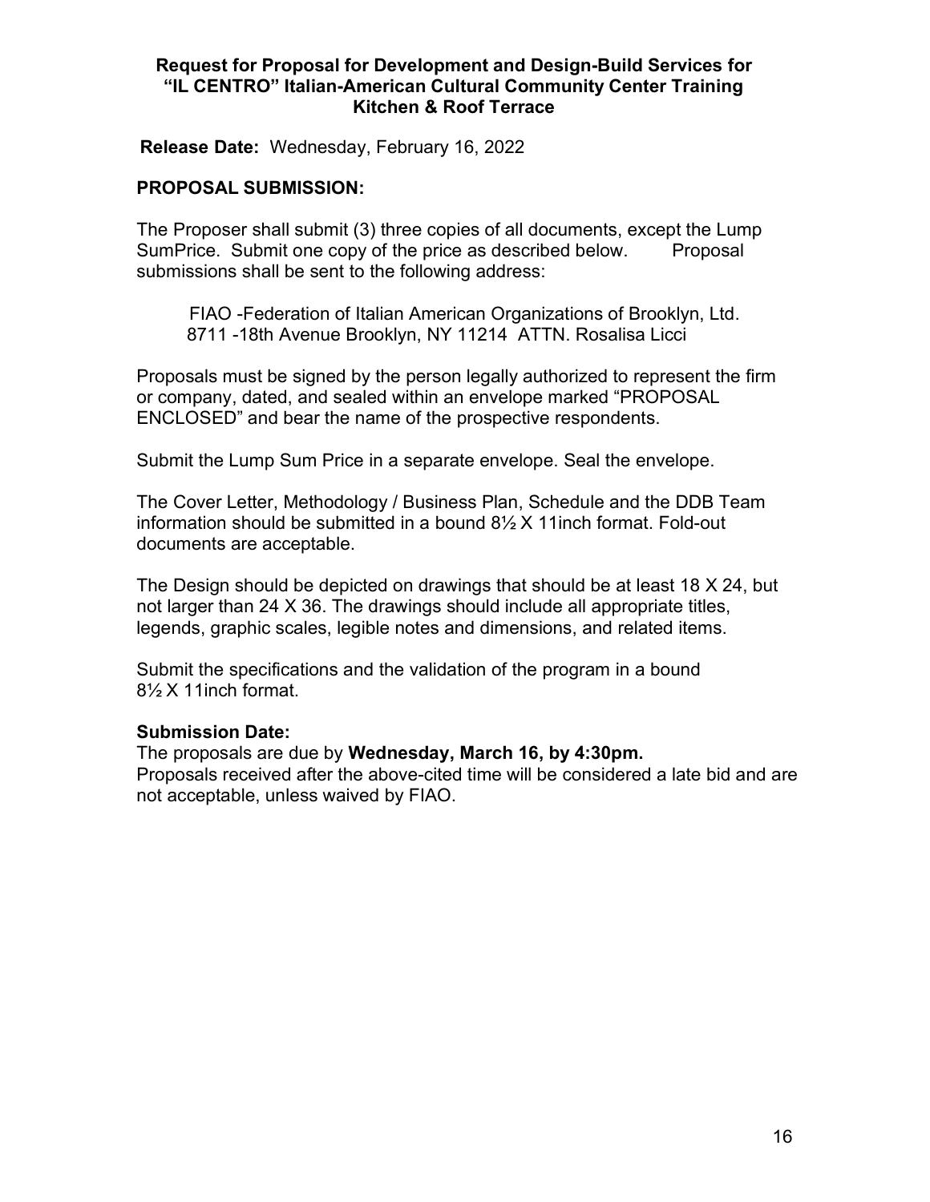**Request for Proposal for Development and Design-Build Services for "IL CENTRO" Italian-American Cultural Community Center Training Kitchen & Roof Terrace**

**Release Date:** Wednesday, February 16, 2022

### PROPOSAL SUBMISSION:

The Proposer shall submit (3) three copies of all documents, except the Lump SumPrice. Submit one copy of the price as described below. Proposal submissions shall be sent to the following address:

FIAO -Federation of Italian American Organizations of Brooklyn, Ltd.
8711 -18th Avenue Brooklyn, NY 11214 ATTN. Rosalisa Licci

Proposals must be signed by the person legally authorized to represent the firm or company, dated, and sealed within an envelope marked "PROPOSAL ENCLOSED" and bear the name of the prospective respondents.

Submit the Lump Sum Price in a separate envelope. Seal the envelope.

The Cover Letter, Methodology / Business Plan, Schedule and the DDB Team information should be submitted in a bound 8½ X 11inch format. Fold-out documents are acceptable.

The Design should be depicted on drawings that should be at least 18 X 24, but not larger than 24 X 36. The drawings should include all appropriate titles, legends, graphic scales, legible notes and dimensions, and related items.

Submit the specifications and the validation of the program in a bound 8½ X 11inch format.

**Submission Date:**

The proposals are due by **Wednesday, March 16, by 4:30pm.**
Proposals received after the above-cited time will be considered a late bid and are not acceptable, unless waived by FIAO.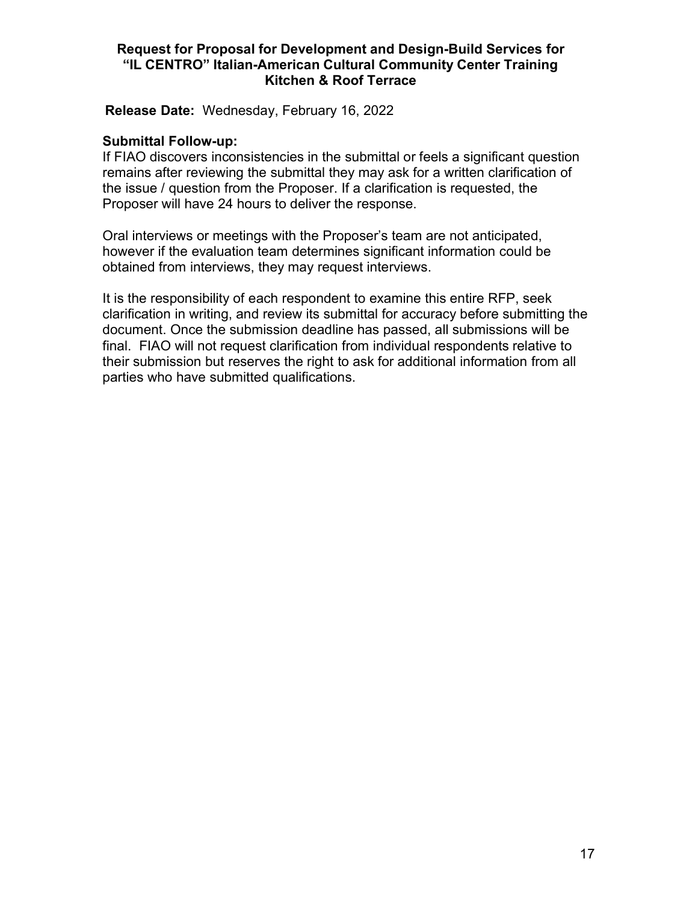**Submittal Follow-up:**

If FIAO discovers inconsistencies in the submittal or feels a significant question remains after reviewing the submittal they may ask for a written clarification of the issue / question from the Proposer. If a clarification is requested, the Proposer will have 24 hours to deliver the response.

Oral interviews or meetings with the Proposer's team are not anticipated, however if the evaluation team determines significant information could be obtained from interviews, they may request interviews.

It is the responsibility of each respondent to examine this entire RFP, seek clarification in writing, and review its submittal for accuracy before submitting the document. Once the submission deadline has passed, all submissions will be final. FIAO will not request clarification from individual respondents relative to their submission but reserves the right to ask for additional information from all parties who have submitted qualifications.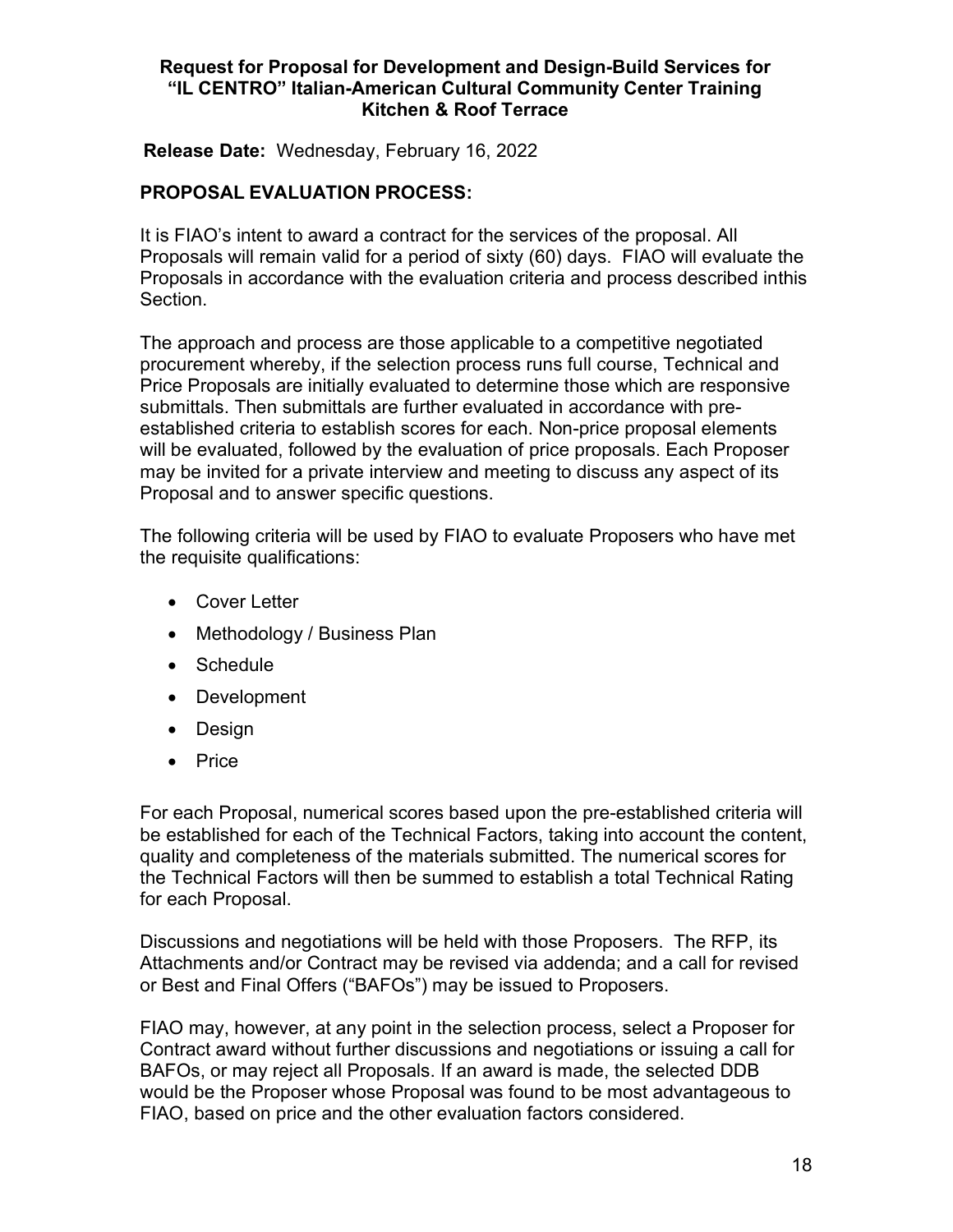**Request for Proposal for Development and Design-Build Services for "IL CENTRO" Italian-American Cultural Community Center Training Kitchen & Roof Terrace**

**Release Date:** Wednesday, February 16, 2022

## PROPOSAL EVALUATION PROCESS:

It is FIAO's intent to award a contract for the services of the proposal. All Proposals will remain valid for a period of sixty (60) days. FIAO will evaluate the Proposals in accordance with the evaluation criteria and process described inthis Section.

The approach and process are those applicable to a competitive negotiated procurement whereby, if the selection process runs full course, Technical and Price Proposals are initially evaluated to determine those which are responsive submittals. Then submittals are further evaluated in accordance with pre-established criteria to establish scores for each. Non-price proposal elements will be evaluated, followed by the evaluation of price proposals. Each Proposer may be invited for a private interview and meeting to discuss any aspect of its Proposal and to answer specific questions.

The following criteria will be used by FIAO to evaluate Proposers who have met the requisite qualifications:

- Cover Letter
- Methodology / Business Plan
- Schedule
- Development
- Design
- Price

For each Proposal, numerical scores based upon the pre-established criteria will be established for each of the Technical Factors, taking into account the content, quality and completeness of the materials submitted. The numerical scores for the Technical Factors will then be summed to establish a total Technical Rating for each Proposal.

Discussions and negotiations will be held with those Proposers. The RFP, its Attachments and/or Contract may be revised via addenda; and a call for revised or Best and Final Offers ("BAFOs") may be issued to Proposers.

FIAO may, however, at any point in the selection process, select a Proposer for Contract award without further discussions and negotiations or issuing a call for BAFOs, or may reject all Proposals. If an award is made, the selected DDB would be the Proposer whose Proposal was found to be most advantageous to FIAO, based on price and the other evaluation factors considered.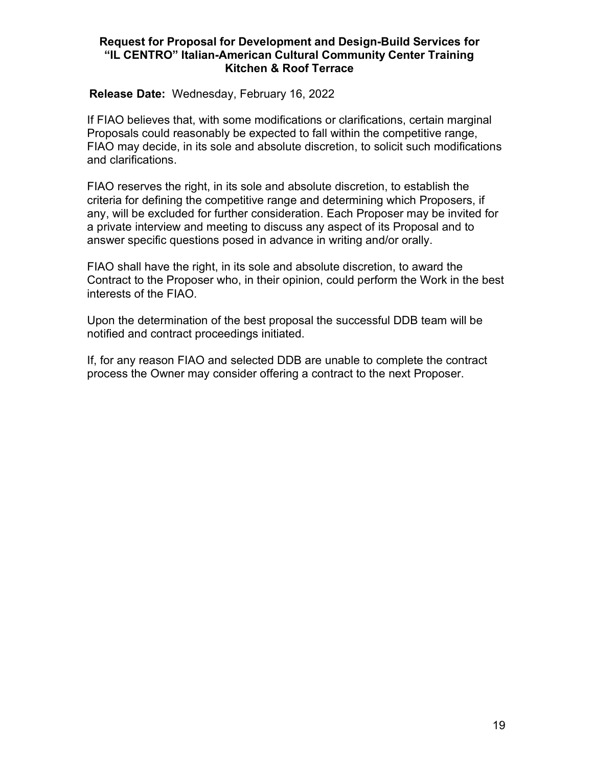If FIAO believes that, with some modifications or clarifications, certain marginal Proposals could reasonably be expected to fall within the competitive range, FIAO may decide, in its sole and absolute discretion, to solicit such modifications and clarifications.

FIAO reserves the right, in its sole and absolute discretion, to establish the criteria for defining the competitive range and determining which Proposers, if any, will be excluded for further consideration. Each Proposer may be invited for a private interview and meeting to discuss any aspect of its Proposal and to answer specific questions posed in advance in writing and/or orally.

FIAO shall have the right, in its sole and absolute discretion, to award the Contract to the Proposer who, in their opinion, could perform the Work in the best interests of the FIAO.

Upon the determination of the best proposal the successful DDB team will be notified and contract proceedings initiated.

If, for any reason FIAO and selected DDB are unable to complete the contract process the Owner may consider offering a contract to the next Proposer.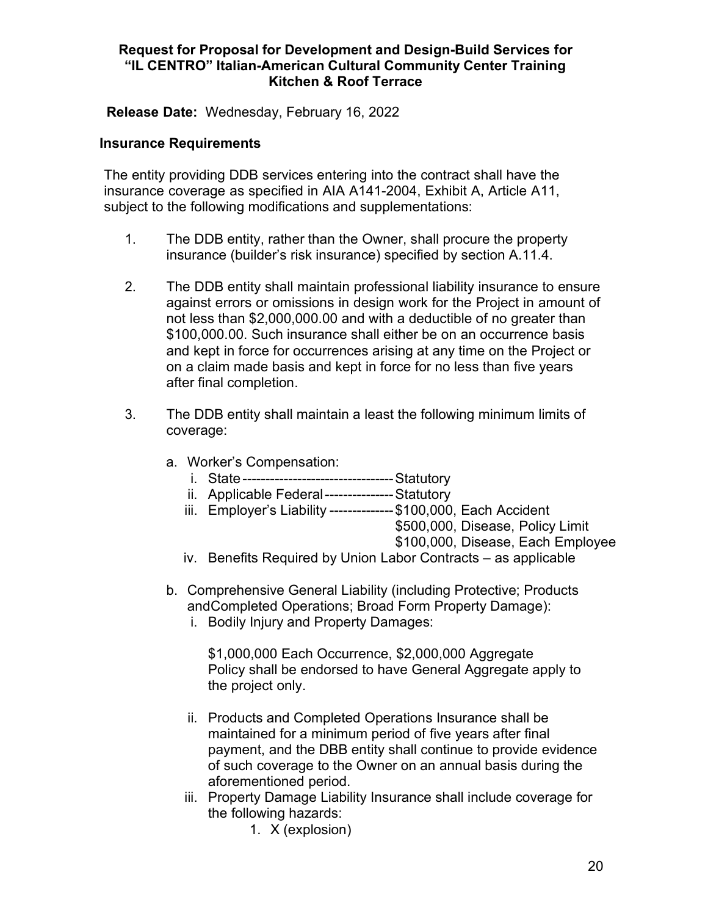**Request for Proposal for Development and Design-Build Services for "IL CENTRO" Italian-American Cultural Community Center Training Kitchen & Roof Terrace**

**Release Date:** Wednesday, February 16, 2022

### Insurance Requirements

The entity providing DDB services entering into the contract shall have the insurance coverage as specified in AIA A141-2004, Exhibit A, Article A11, subject to the following modifications and supplementations:

1. The DDB entity, rather than the Owner, shall procure the property insurance (builder's risk insurance) specified by section A.11.4.

2. The DDB entity shall maintain professional liability insurance to ensure against errors or omissions in design work for the Project in amount of not less than $2,000,000.00 and with a deductible of no greater than $100,000.00. Such insurance shall either be on an occurrence basis and kept in force for occurrences arising at any time on the Project or on a claim made basis and kept in force for no less than five years after final completion.

3. The DDB entity shall maintain a least the following minimum limits of coverage:

   a. Worker's Compensation:
      i. State ---------------------------------- Statutory
      ii. Applicable Federal --------------- Statutory
      iii. Employer's Liability -------------- $100,000, Each Accident
      $500,000, Disease, Policy Limit
      $100,000, Disease, Each Employee
      iv. Benefits Required by Union Labor Contracts – as applicable

   b. Comprehensive General Liability (including Protective; Products andCompleted Operations; Broad Form Property Damage):
      i. Bodily Injury and Property Damages:

         $1,000,000 Each Occurrence, $2,000,000 Aggregate
         Policy shall be endorsed to have General Aggregate apply to the project only.

      ii. Products and Completed Operations Insurance shall be maintained for a minimum period of five years after final payment, and the DBB entity shall continue to provide evidence of such coverage to the Owner on an annual basis during the aforementioned period.
      iii. Property Damage Liability Insurance shall include coverage for the following hazards:
         1. X (explosion)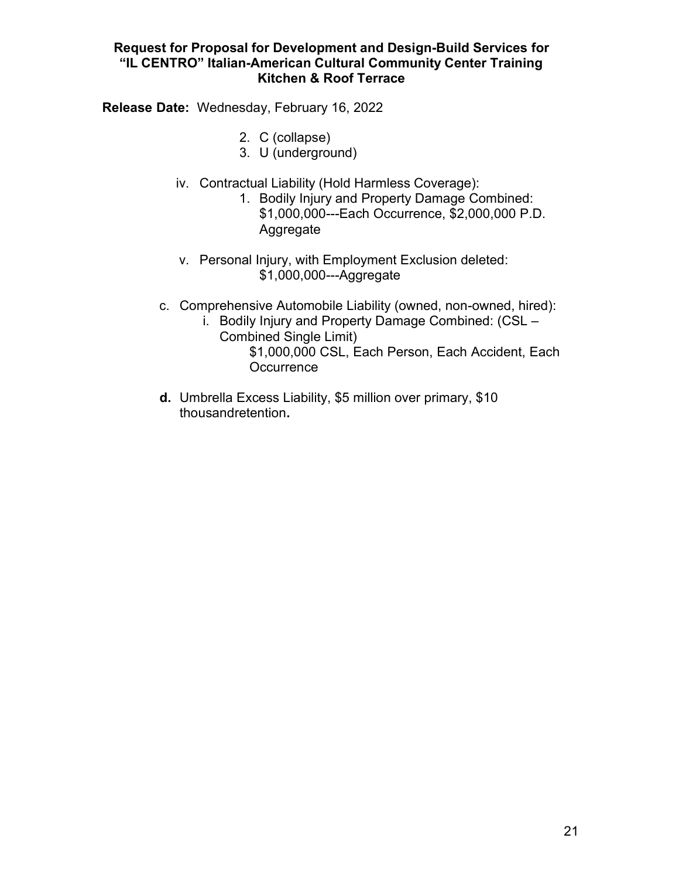2. C (collapse)
3. U (underground)

iv. Contractual Liability (Hold Harmless Coverage):
1. Bodily Injury and Property Damage Combined: $1,000,000---Each Occurrence, $2,000,000 P.D. Aggregate

v. Personal Injury, with Employment Exclusion deleted: $1,000,000---Aggregate

c. Comprehensive Automobile Liability (owned, non-owned, hired):
i. Bodily Injury and Property Damage Combined: (CSL – Combined Single Limit)
$1,000,000 CSL, Each Person, Each Accident, Each Occurrence

**d.** Umbrella Excess Liability, $5 million over primary, $10 thousandretention**.**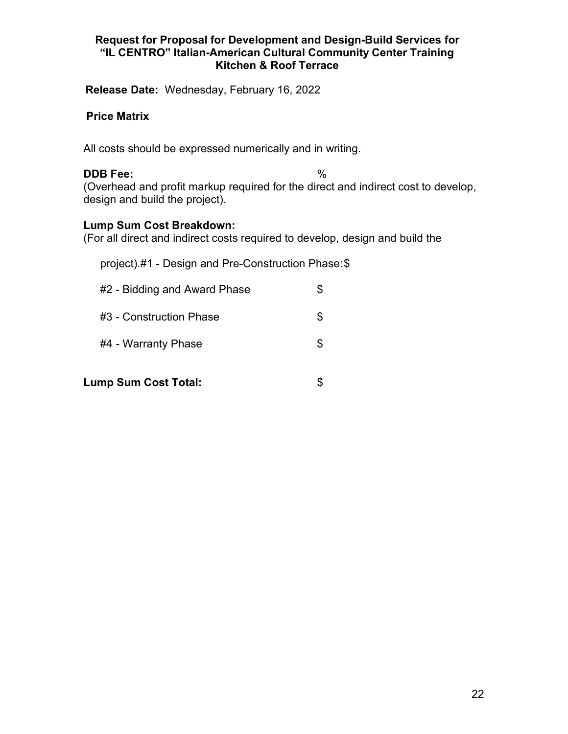**Request for Proposal for Development and Design-Build Services for "IL CENTRO" Italian-American Cultural Community Center Training Kitchen & Roof Terrace**

**Release Date:** Wednesday, February 16, 2022

**Price Matrix**

All costs should be expressed numerically and in writing.

**DDB Fee:** %
(Overhead and profit markup required for the direct and indirect cost to develop, design and build the project).

**Lump Sum Cost Breakdown:**
(For all direct and indirect costs required to develop, design and build the

project).#1 - Design and Pre-Construction Phase:$

#2 - Bidding and Award Phase $

#3 - Construction Phase $

#4 - Warranty Phase $

**Lump Sum Cost Total:** $